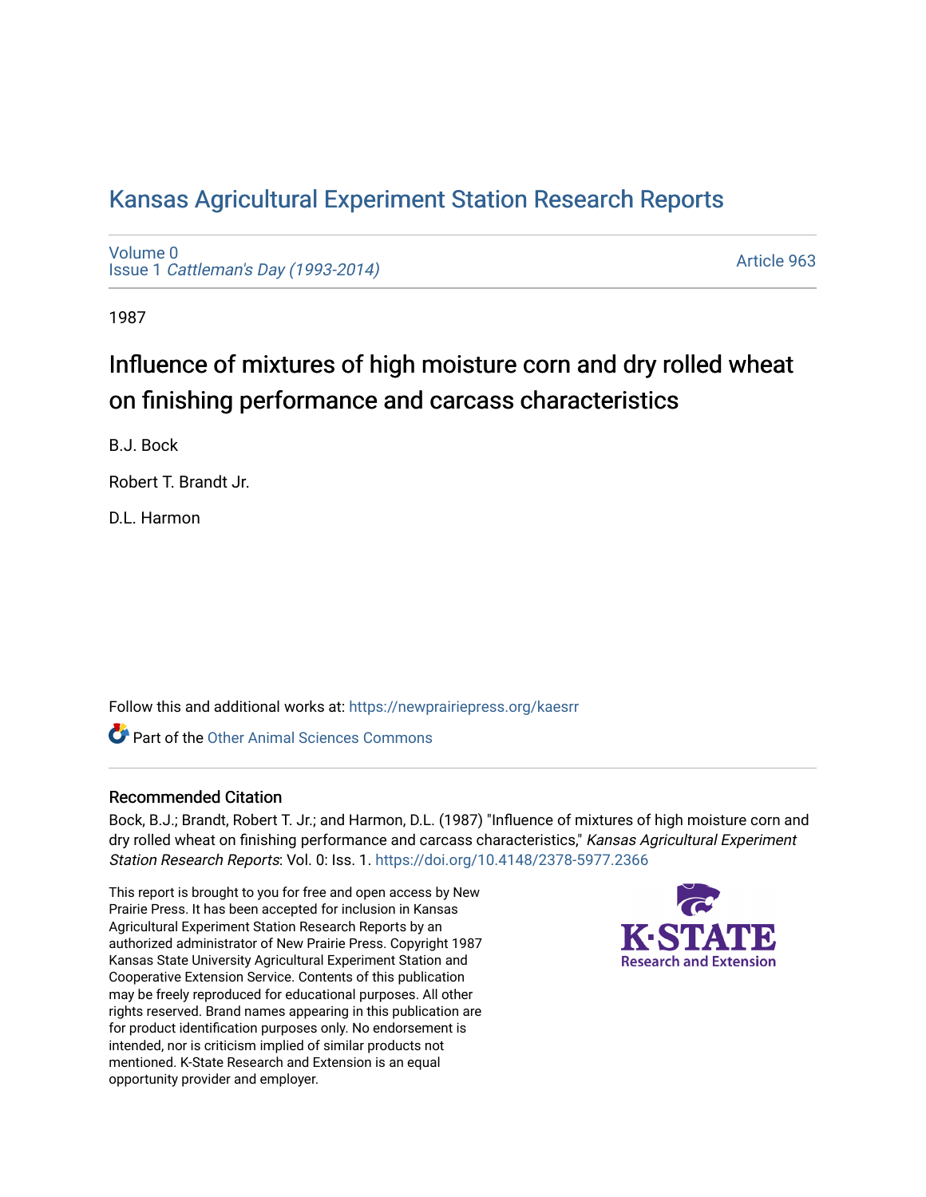# Kansas Agricultural Experiment Station Research Reports

Volume 0
Issue 1 *Cattleman's Day (1993-2014)*

Article 963

1987

## Influence of mixtures of high moisture corn and dry rolled wheat on finishing performance and carcass characteristics

B.J. Bock

Robert T. Brandt Jr.

D.L. Harmon

Follow this and additional works at: https://newprairiepress.org/kaesrr

Part of the Other Animal Sciences Commons

### Recommended Citation

Bock, B.J.; Brandt, Robert T. Jr.; and Harmon, D.L. (1987) "Influence of mixtures of high moisture corn and dry rolled wheat on finishing performance and carcass characteristics," *Kansas Agricultural Experiment Station Research Reports*: Vol. 0: Iss. 1. https://doi.org/10.4148/2378-5977.2366

This report is brought to you for free and open access by New Prairie Press. It has been accepted for inclusion in Kansas Agricultural Experiment Station Research Reports by an authorized administrator of New Prairie Press. Copyright 1987 Kansas State University Agricultural Experiment Station and Cooperative Extension Service. Contents of this publication may be freely reproduced for educational purposes. All other rights reserved. Brand names appearing in this publication are for product identification purposes only. No endorsement is intended, nor is criticism implied of similar products not mentioned. K-State Research and Extension is an equal opportunity provider and employer.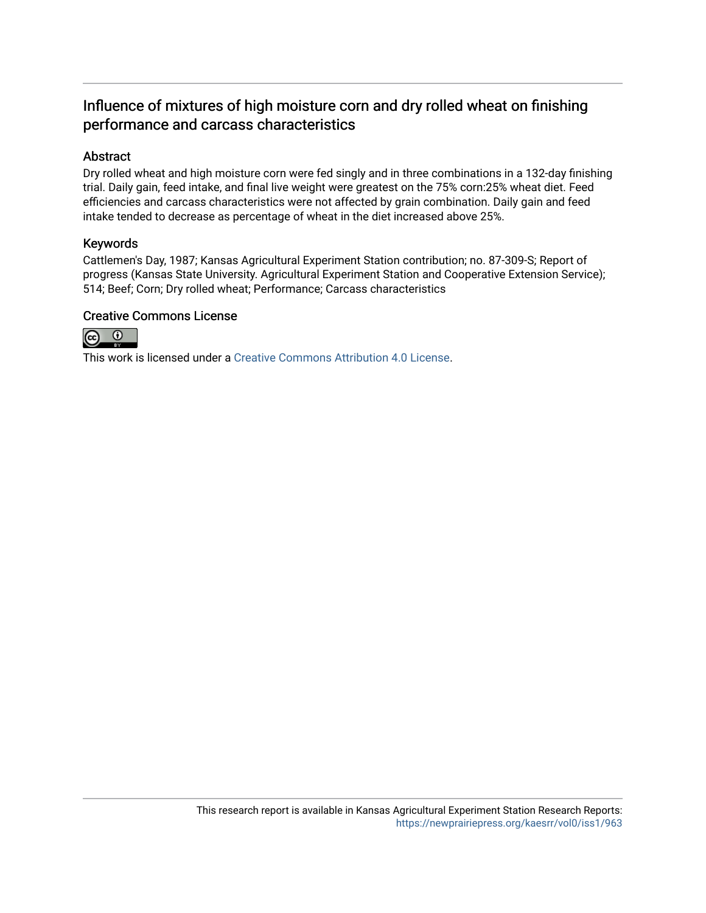## Influence of mixtures of high moisture corn and dry rolled wheat on finishing performance and carcass characteristics

### Abstract

Dry rolled wheat and high moisture corn were fed singly and in three combinations in a 132-day finishing trial. Daily gain, feed intake, and final live weight were greatest on the 75% corn:25% wheat diet. Feed efficiencies and carcass characteristics were not affected by grain combination. Daily gain and feed intake tended to decrease as percentage of wheat in the diet increased above 25%.

### Keywords

Cattlemen's Day, 1987; Kansas Agricultural Experiment Station contribution; no. 87-309-S; Report of progress (Kansas State University. Agricultural Experiment Station and Cooperative Extension Service); 514; Beef; Corn; Dry rolled wheat; Performance; Carcass characteristics

### Creative Commons License

This work is licensed under a Creative Commons Attribution 4.0 License.

This research report is available in Kansas Agricultural Experiment Station Research Reports: https://newprairiepress.org/kaesrr/vol0/iss1/963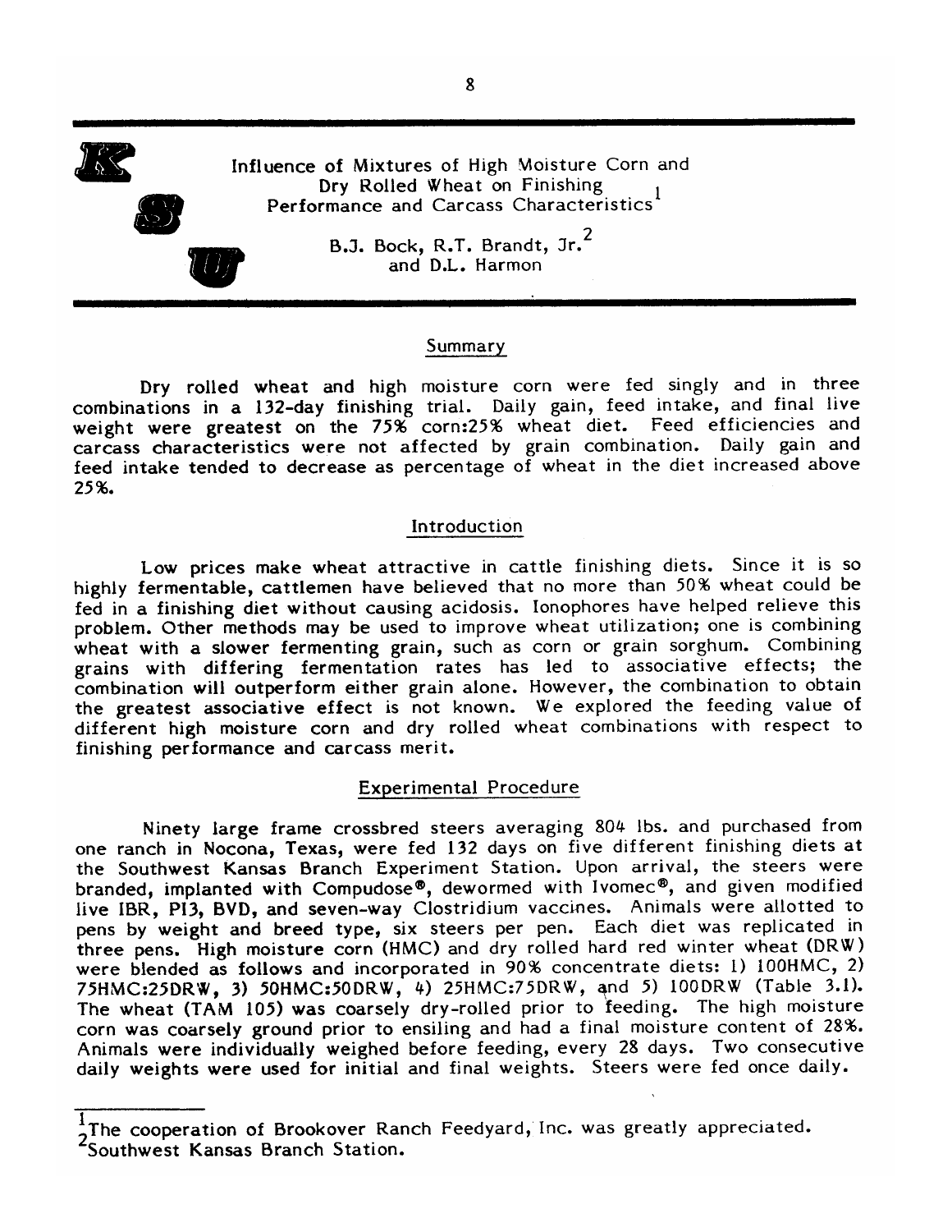# Influence of Mixtures of High Moisture Corn and Dry Rolled Wheat on Finishing Performance and Carcass Characteristics[1]

B.J. Bock, R.T. Brandt, Jr.[2] and D.L. Harmon

## Summary

Dry rolled wheat and high moisture corn were fed singly and in three combinations in a 132-day finishing trial. Daily gain, feed intake, and final live weight were greatest on the 75% corn:25% wheat diet. Feed efficiencies and carcass characteristics were not affected by grain combination. Daily gain and feed intake tended to decrease as percentage of wheat in the diet increased above 25%.

## Introduction

Low prices make wheat attractive in cattle finishing diets. Since it is so highly fermentable, cattlemen have believed that no more than 50% wheat could be fed in a finishing diet without causing acidosis. Ionophores have helped relieve this problem. Other methods may be used to improve wheat utilization; one is combining wheat with a slower fermenting grain, such as corn or grain sorghum. Combining grains with differing fermentation rates has led to associative effects; the combination will outperform either grain alone. However, the combination to obtain the greatest associative effect is not known. We explored the feeding value of different high moisture corn and dry rolled wheat combinations with respect to finishing performance and carcass merit.

## Experimental Procedure

Ninety large frame crossbred steers averaging 804 lbs. and purchased from one ranch in Nocona, Texas, were fed 132 days on five different finishing diets at the Southwest Kansas Branch Experiment Station. Upon arrival, the steers were branded, implanted with Compudose®, dewormed with Ivomec®, and given modified live IBR, PI3, BVD, and seven-way Clostridium vaccines. Animals were allotted to pens by weight and breed type, six steers per pen. Each diet was replicated in three pens. High moisture corn (HMC) and dry rolled hard red winter wheat (DRW) were blended as follows and incorporated in 90% concentrate diets: 1) 100HMC, 2) 75HMC:25DRW, 3) 50HMC:50DRW, 4) 25HMC:75DRW, and 5) 100DRW (Table 3.1). The wheat (TAM 105) was coarsely dry-rolled prior to feeding. The high moisture corn was coarsely ground prior to ensiling and had a final moisture content of 28%. Animals were individually weighed before feeding, every 28 days. Two consecutive daily weights were used for initial and final weights. Steers were fed once daily.

---

[1] The cooperation of Brookover Ranch Feedyard, Inc. was greatly appreciated.

[2] Southwest Kansas Branch Station.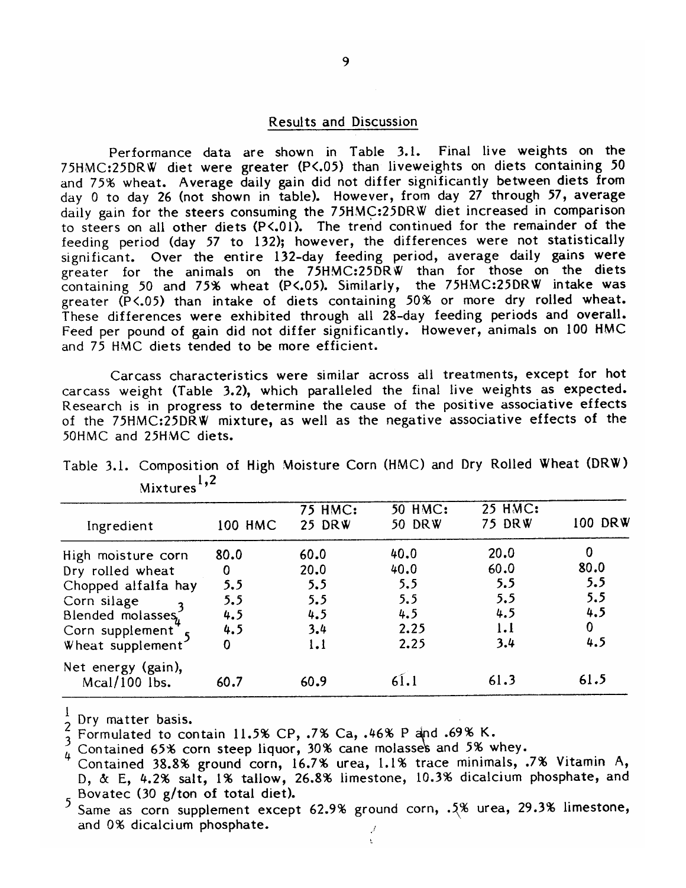## Results and Discussion

Performance data are shown in Table 3.1. Final live weights on the 75HMC:25DRW diet were greater ($P<.05$) than liveweights on diets containing 50 and 75% wheat. Average daily gain did not differ significantly between diets from day 0 to day 26 (not shown in table). However, from day 27 through 57, average daily gain for the steers consuming the 75HMC:25DRW diet increased in comparison to steers on all other diets ($P<.01$). The trend continued for the remainder of the feeding period (day 57 to 132); however, the differences were not statistically significant. Over the entire 132-day feeding period, average daily gains were greater for the animals on the 75HMC:25DRW than for those on the diets containing 50 and 75% wheat ($P<.05$). Similarly, the 75HMC:25DRW intake was greater ($P<.05$) than intake of diets containing 50% or more dry rolled wheat. These differences were exhibited through all 28-day feeding periods and overall. Feed per pound of gain did not differ significantly. However, animals on 100 HMC and 75 HMC diets tended to be more efficient.

Carcass characteristics were similar across all treatments, except for hot carcass weight (Table 3.2), which paralleled the final live weights as expected. Research is in progress to determine the cause of the positive associative effects of the 75HMC:25DRW mixture, as well as the negative associative effects of the 50HMC and 25HMC diets.

Table 3.1. Composition of High Moisture Corn (HMC) and Dry Rolled Wheat (DRW) Mixtures[1,2]

| Ingredient | 100 HMC | 75 HMC: 25 DRW | 50 HMC: 50 DRW | 25 HMC: 75 DRW | 100 DRW |
|---|---|---|---|---|---|
| High moisture corn | 80.0 | 60.0 | 40.0 | 20.0 | 0 |
| Dry rolled wheat | 0 | 20.0 | 40.0 | 60.0 | 80.0 |
| Chopped alfalfa hay | 5.5 | 5.5 | 5.5 | 5.5 | 5.5 |
| Corn silage | 5.5 | 5.5 | 5.5 | 5.5 | 5.5 |
| Blended molasses[3] | 4.5 | 4.5 | 4.5 | 4.5 | 4.5 |
| Corn supplement[4] | 4.5 | 3.4 | 2.25 | 1.1 | 0 |
| Wheat supplement[5] | 0 | 1.1 | 2.25 | 3.4 | 4.5 |
| Net energy (gain), Mcal/100 lbs. | 60.7 | 60.9 | 61.1 | 61.3 | 61.5 |

[1] Dry matter basis.

[2] Formulated to contain 11.5% CP, .7% Ca, .46% P and .69% K.

[3] Contained 65% corn steep liquor, 30% cane molasses and 5% whey.

[4] Contained 38.8% ground corn, 16.7% urea, 1.1% trace minimals, .7% Vitamin A, D, & E, 4.2% salt, 1% tallow, 26.8% limestone, 10.3% dicalcium phosphate, and Bovatec (30 g/ton of total diet).

[5] Same as corn supplement except 62.9% ground corn, .5% urea, 29.3% limestone, and 0% dicalcium phosphate.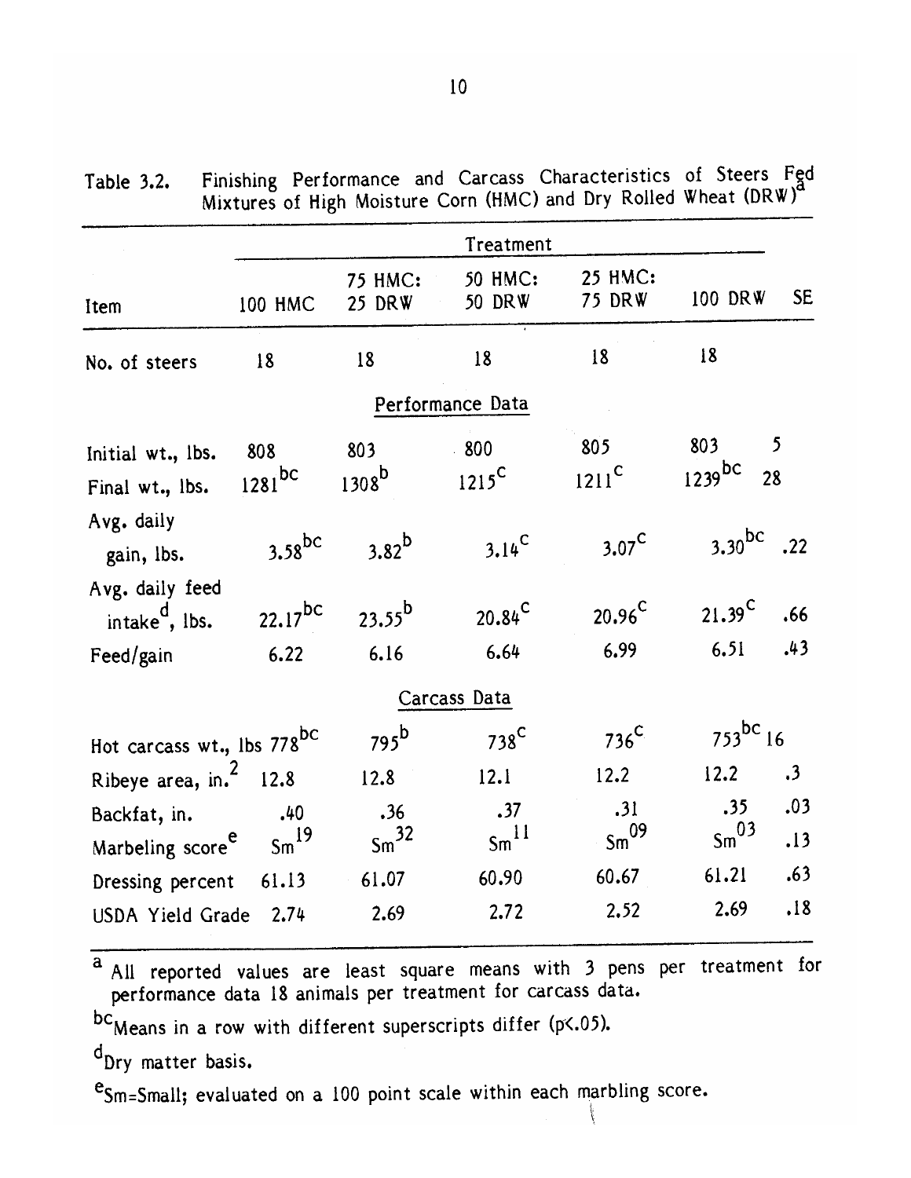Table 3.2. Finishing Performance and Carcass Characteristics of Steers Fed Mixtures of High Moisture Corn (HMC) and Dry Rolled Wheat (DRW)[a]

| | Treatment | | | | | |
|---|---|---|---|---|---|---|
| Item | 100 HMC | 75 HMC: 25 DRW | 50 HMC: 50 DRW | 25 HMC: 75 DRW | 100 DRW | SE |
| No. of steers | 18 | 18 | 18 | 18 | 18 | |
| **Performance Data** | | | | | | |
| Initial wt., lbs. | 808 | 803 | 800 | 805 | 803 | 5 |
| Final wt., lbs. | 1281[bc] | 1308[b] | 1215[c] | 1211[c] | 1239[bc] | 28 |
| Avg. daily gain, lbs. | 3.58[bc] | 3.82[b] | 3.14[c] | 3.07[c] | 3.30[bc] | .22 |
| Avg. daily feed intake[d], lbs. | 22.17[bc] | 23.55[b] | 20.84[c] | 20.96[c] | 21.39[c] | .66 |
| Feed/gain | 6.22 | 6.16 | 6.64 | 6.99 | 6.51 | .43 |
| **Carcass Data** | | | | | | |
| Hot carcass wt., lbs | 778[bc] | 795[b] | 738[c] | 736[c] | 753[bc] | 16 |
| Ribeye area, in.$^2$ | 12.8 | 12.8 | 12.1 | 12.2 | 12.2 | .3 |
| Backfat, in. | .40 | .36 | .37 | .31 | .35 | .03 |
| Marbeling score[e] | $Sm^{19}$ | $Sm^{32}$ | $Sm^{11}$ | $Sm^{09}$ | $Sm^{03}$ | .13 |
| Dressing percent | 61.13 | 61.07 | 60.90 | 60.67 | 61.21 | .63 |
| USDA Yield Grade | 2.74 | 2.69 | 2.72 | 2.52 | 2.69 | .18 |

[a] All reported values are least square means with 3 pens per treatment for performance data 18 animals per treatment for carcass data.

[bc] Means in a row with different superscripts differ ($p<.05$).

[d] Dry matter basis.

[e] Sm=Small; evaluated on a 100 point scale within each marbling score.